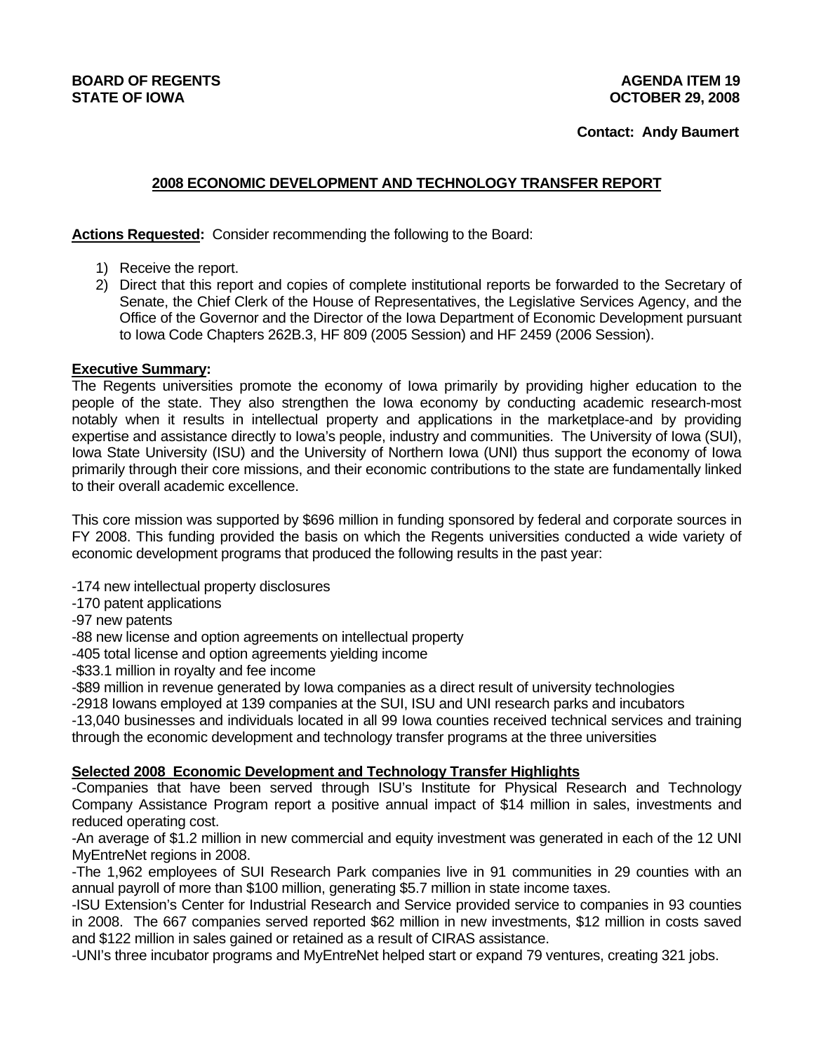**BOARD OF REGENTS**
**STATE OF IOWA**

**AGENDA ITEM 19**
**OCTOBER 29, 2008**

**Contact: Andy Baumert**

## 2008 ECONOMIC DEVELOPMENT AND TECHNOLOGY TRANSFER REPORT

**Actions Requested:** Consider recommending the following to the Board:

1) Receive the report.
2) Direct that this report and copies of complete institutional reports be forwarded to the Secretary of Senate, the Chief Clerk of the House of Representatives, the Legislative Services Agency, and the Office of the Governor and the Director of the Iowa Department of Economic Development pursuant to Iowa Code Chapters 262B.3, HF 809 (2005 Session) and HF 2459 (2006 Session).

**Executive Summary:**
The Regents universities promote the economy of Iowa primarily by providing higher education to the people of the state. They also strengthen the Iowa economy by conducting academic research-most notably when it results in intellectual property and applications in the marketplace-and by providing expertise and assistance directly to Iowa's people, industry and communities. The University of Iowa (SUI), Iowa State University (ISU) and the University of Northern Iowa (UNI) thus support the economy of Iowa primarily through their core missions, and their economic contributions to the state are fundamentally linked to their overall academic excellence.

This core mission was supported by $696 million in funding sponsored by federal and corporate sources in FY 2008. This funding provided the basis on which the Regents universities conducted a wide variety of economic development programs that produced the following results in the past year:

-174 new intellectual property disclosures
-170 patent applications
-97 new patents
-88 new license and option agreements on intellectual property
-405 total license and option agreements yielding income
-$33.1 million in royalty and fee income
-$89 million in revenue generated by Iowa companies as a direct result of university technologies
-2918 Iowans employed at 139 companies at the SUI, ISU and UNI research parks and incubators
-13,040 businesses and individuals located in all 99 Iowa counties received technical services and training through the economic development and technology transfer programs at the three universities

**Selected 2008 Economic Development and Technology Transfer Highlights**
-Companies that have been served through ISU's Institute for Physical Research and Technology Company Assistance Program report a positive annual impact of $14 million in sales, investments and reduced operating cost.
-An average of $1.2 million in new commercial and equity investment was generated in each of the 12 UNI MyEntreNet regions in 2008.
-The 1,962 employees of SUI Research Park companies live in 91 communities in 29 counties with an annual payroll of more than $100 million, generating $5.7 million in state income taxes.
-ISU Extension's Center for Industrial Research and Service provided service to companies in 93 counties in 2008. The 667 companies served reported $62 million in new investments, $12 million in costs saved and $122 million in sales gained or retained as a result of CIRAS assistance.
-UNI's three incubator programs and MyEntreNet helped start or expand 79 ventures, creating 321 jobs.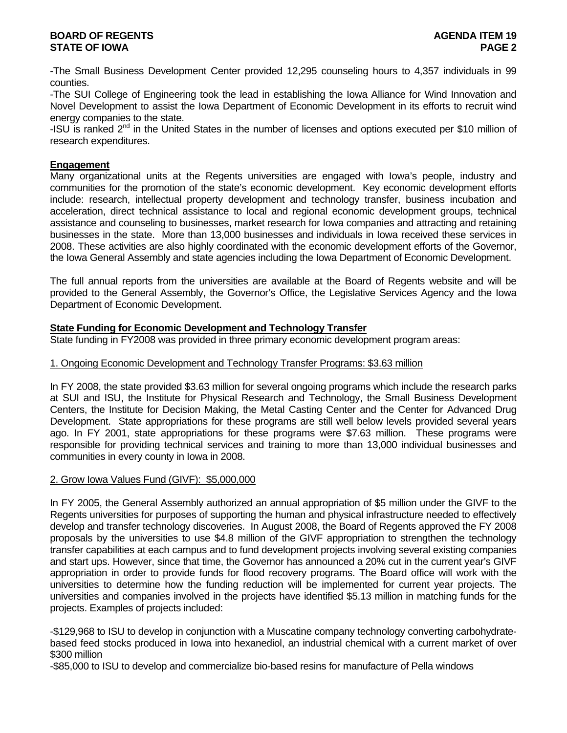-The Small Business Development Center provided 12,295 counseling hours to 4,357 individuals in 99 counties.
-The SUI College of Engineering took the lead in establishing the Iowa Alliance for Wind Innovation and Novel Development to assist the Iowa Department of Economic Development in its efforts to recruit wind energy companies to the state.
-ISU is ranked 2nd in the United States in the number of licenses and options executed per $10 million of research expenditures.

**Engagement**

Many organizational units at the Regents universities are engaged with Iowa's people, industry and communities for the promotion of the state's economic development. Key economic development efforts include: research, intellectual property development and technology transfer, business incubation and acceleration, direct technical assistance to local and regional economic development groups, technical assistance and counseling to businesses, market research for Iowa companies and attracting and retaining businesses in the state. More than 13,000 businesses and individuals in Iowa received these services in 2008. These activities are also highly coordinated with the economic development efforts of the Governor, the Iowa General Assembly and state agencies including the Iowa Department of Economic Development.

The full annual reports from the universities are available at the Board of Regents website and will be provided to the General Assembly, the Governor's Office, the Legislative Services Agency and the Iowa Department of Economic Development.

**State Funding for Economic Development and Technology Transfer**

State funding in FY2008 was provided in three primary economic development program areas:

1. Ongoing Economic Development and Technology Transfer Programs: $3.63 million

In FY 2008, the state provided $3.63 million for several ongoing programs which include the research parks at SUI and ISU, the Institute for Physical Research and Technology, the Small Business Development Centers, the Institute for Decision Making, the Metal Casting Center and the Center for Advanced Drug Development. State appropriations for these programs are still well below levels provided several years ago. In FY 2001, state appropriations for these programs were $7.63 million. These programs were responsible for providing technical services and training to more than 13,000 individual businesses and communities in every county in Iowa in 2008.

2. Grow Iowa Values Fund (GIVF): $5,000,000

In FY 2005, the General Assembly authorized an annual appropriation of $5 million under the GIVF to the Regents universities for purposes of supporting the human and physical infrastructure needed to effectively develop and transfer technology discoveries. In August 2008, the Board of Regents approved the FY 2008 proposals by the universities to use $4.8 million of the GIVF appropriation to strengthen the technology transfer capabilities at each campus and to fund development projects involving several existing companies and start ups. However, since that time, the Governor has announced a 20% cut in the current year's GIVF appropriation in order to provide funds for flood recovery programs. The Board office will work with the universities to determine how the funding reduction will be implemented for current year projects. The universities and companies involved in the projects have identified $5.13 million in matching funds for the projects. Examples of projects included:

-$129,968 to ISU to develop in conjunction with a Muscatine company technology converting carbohydrate-based feed stocks produced in Iowa into hexanediol, an industrial chemical with a current market of over $300 million
-$85,000 to ISU to develop and commercialize bio-based resins for manufacture of Pella windows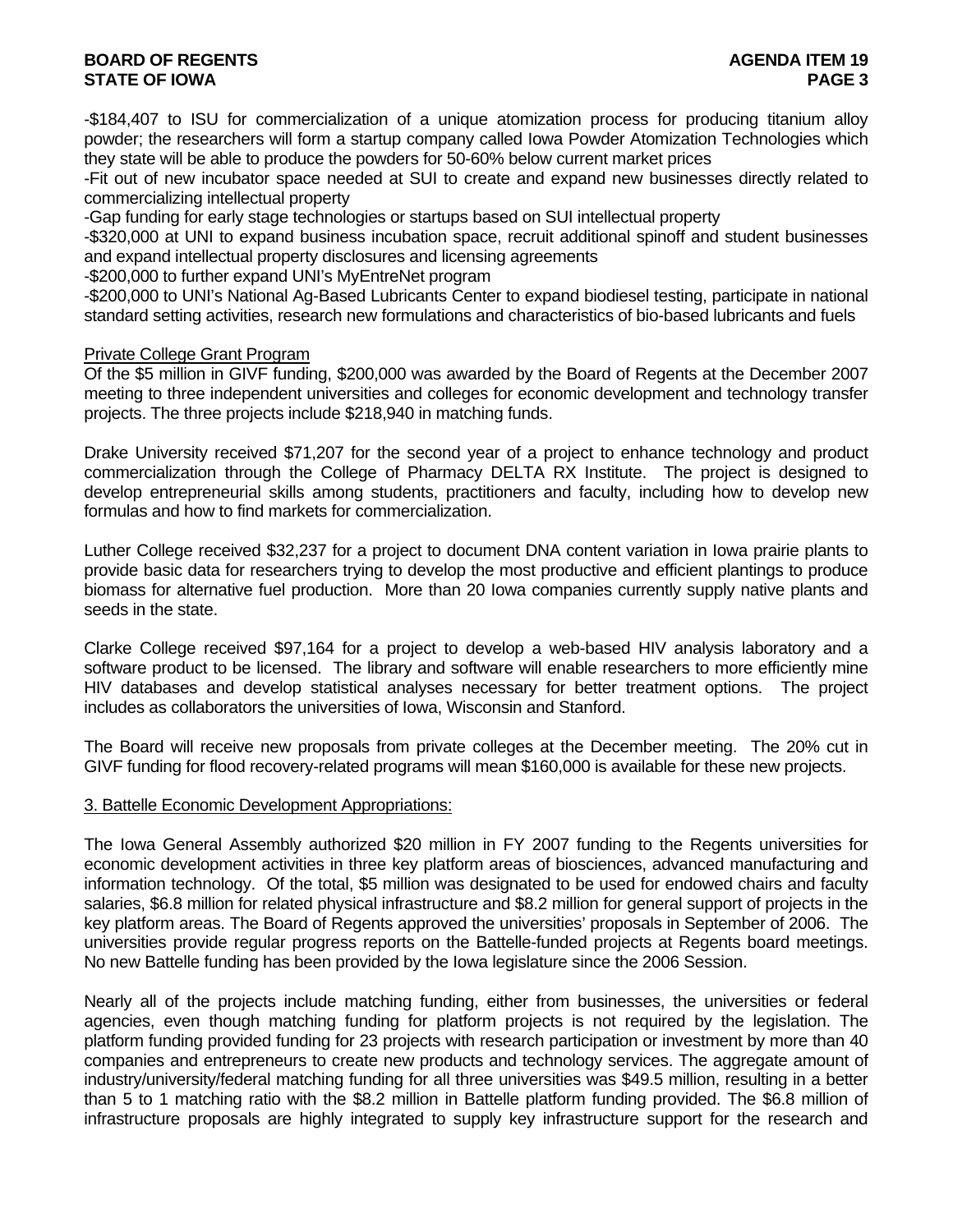-$184,407 to ISU for commercialization of a unique atomization process for producing titanium alloy powder; the researchers will form a startup company called Iowa Powder Atomization Technologies which they state will be able to produce the powders for 50-60% below current market prices

-Fit out of new incubator space needed at SUI to create and expand new businesses directly related to commercializing intellectual property

-Gap funding for early stage technologies or startups based on SUI intellectual property

-$320,000 at UNI to expand business incubation space, recruit additional spinoff and student businesses and expand intellectual property disclosures and licensing agreements

-$200,000 to further expand UNI's MyEntreNet program

-$200,000 to UNI's National Ag-Based Lubricants Center to expand biodiesel testing, participate in national standard setting activities, research new formulations and characteristics of bio-based lubricants and fuels

Private College Grant Program

Of the $5 million in GIVF funding, $200,000 was awarded by the Board of Regents at the December 2007 meeting to three independent universities and colleges for economic development and technology transfer projects. The three projects include $218,940 in matching funds.

Drake University received $71,207 for the second year of a project to enhance technology and product commercialization through the College of Pharmacy DELTA RX Institute. The project is designed to develop entrepreneurial skills among students, practitioners and faculty, including how to develop new formulas and how to find markets for commercialization.

Luther College received $32,237 for a project to document DNA content variation in Iowa prairie plants to provide basic data for researchers trying to develop the most productive and efficient plantings to produce biomass for alternative fuel production. More than 20 Iowa companies currently supply native plants and seeds in the state.

Clarke College received $97,164 for a project to develop a web-based HIV analysis laboratory and a software product to be licensed. The library and software will enable researchers to more efficiently mine HIV databases and develop statistical analyses necessary for better treatment options. The project includes as collaborators the universities of Iowa, Wisconsin and Stanford.

The Board will receive new proposals from private colleges at the December meeting. The 20% cut in GIVF funding for flood recovery-related programs will mean $160,000 is available for these new projects.

3. Battelle Economic Development Appropriations:

The Iowa General Assembly authorized $20 million in FY 2007 funding to the Regents universities for economic development activities in three key platform areas of biosciences, advanced manufacturing and information technology. Of the total, $5 million was designated to be used for endowed chairs and faculty salaries, $6.8 million for related physical infrastructure and $8.2 million for general support of projects in the key platform areas. The Board of Regents approved the universities' proposals in September of 2006. The universities provide regular progress reports on the Battelle-funded projects at Regents board meetings. No new Battelle funding has been provided by the Iowa legislature since the 2006 Session.

Nearly all of the projects include matching funding, either from businesses, the universities or federal agencies, even though matching funding for platform projects is not required by the legislation. The platform funding provided funding for 23 projects with research participation or investment by more than 40 companies and entrepreneurs to create new products and technology services. The aggregate amount of industry/university/federal matching funding for all three universities was $49.5 million, resulting in a better than 5 to 1 matching ratio with the $8.2 million in Battelle platform funding provided. The $6.8 million of infrastructure proposals are highly integrated to supply key infrastructure support for the research and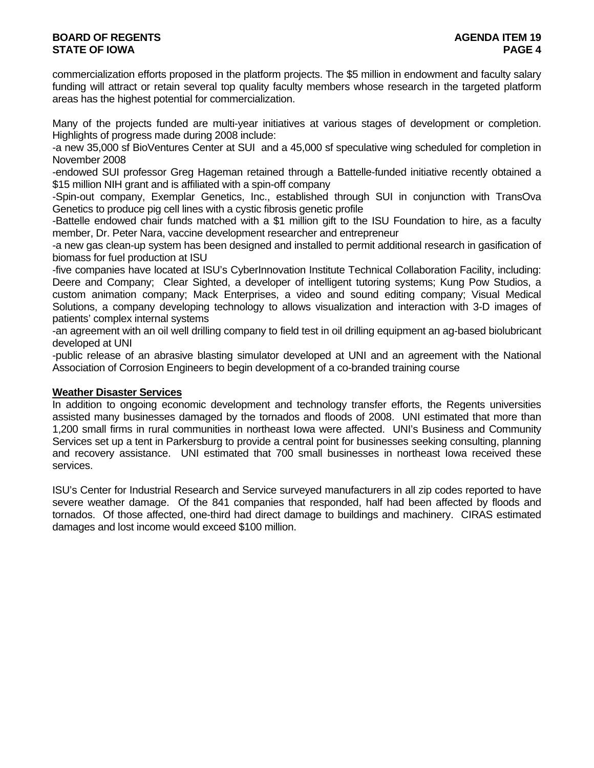commercialization efforts proposed in the platform projects. The $5 million in endowment and faculty salary funding will attract or retain several top quality faculty members whose research in the targeted platform areas has the highest potential for commercialization.

Many of the projects funded are multi-year initiatives at various stages of development or completion. Highlights of progress made during 2008 include:

-a new 35,000 sf BioVentures Center at SUI and a 45,000 sf speculative wing scheduled for completion in November 2008

-endowed SUI professor Greg Hageman retained through a Battelle-funded initiative recently obtained a $15 million NIH grant and is affiliated with a spin-off company

-Spin-out company, Exemplar Genetics, Inc., established through SUI in conjunction with TransOva Genetics to produce pig cell lines with a cystic fibrosis genetic profile

-Battelle endowed chair funds matched with a $1 million gift to the ISU Foundation to hire, as a faculty member, Dr. Peter Nara, vaccine development researcher and entrepreneur

-a new gas clean-up system has been designed and installed to permit additional research in gasification of biomass for fuel production at ISU

-five companies have located at ISU's CyberInnovation Institute Technical Collaboration Facility, including: Deere and Company; Clear Sighted, a developer of intelligent tutoring systems; Kung Pow Studios, a custom animation company; Mack Enterprises, a video and sound editing company; Visual Medical Solutions, a company developing technology to allows visualization and interaction with 3-D images of patients' complex internal systems

-an agreement with an oil well drilling company to field test in oil drilling equipment an ag-based biolubricant developed at UNI

-public release of an abrasive blasting simulator developed at UNI and an agreement with the National Association of Corrosion Engineers to begin development of a co-branded training course

**Weather Disaster Services**

In addition to ongoing economic development and technology transfer efforts, the Regents universities assisted many businesses damaged by the tornados and floods of 2008. UNI estimated that more than 1,200 small firms in rural communities in northeast Iowa were affected. UNI's Business and Community Services set up a tent in Parkersburg to provide a central point for businesses seeking consulting, planning and recovery assistance. UNI estimated that 700 small businesses in northeast Iowa received these services.

ISU's Center for Industrial Research and Service surveyed manufacturers in all zip codes reported to have severe weather damage. Of the 841 companies that responded, half had been affected by floods and tornados. Of those affected, one-third had direct damage to buildings and machinery. CIRAS estimated damages and lost income would exceed $100 million.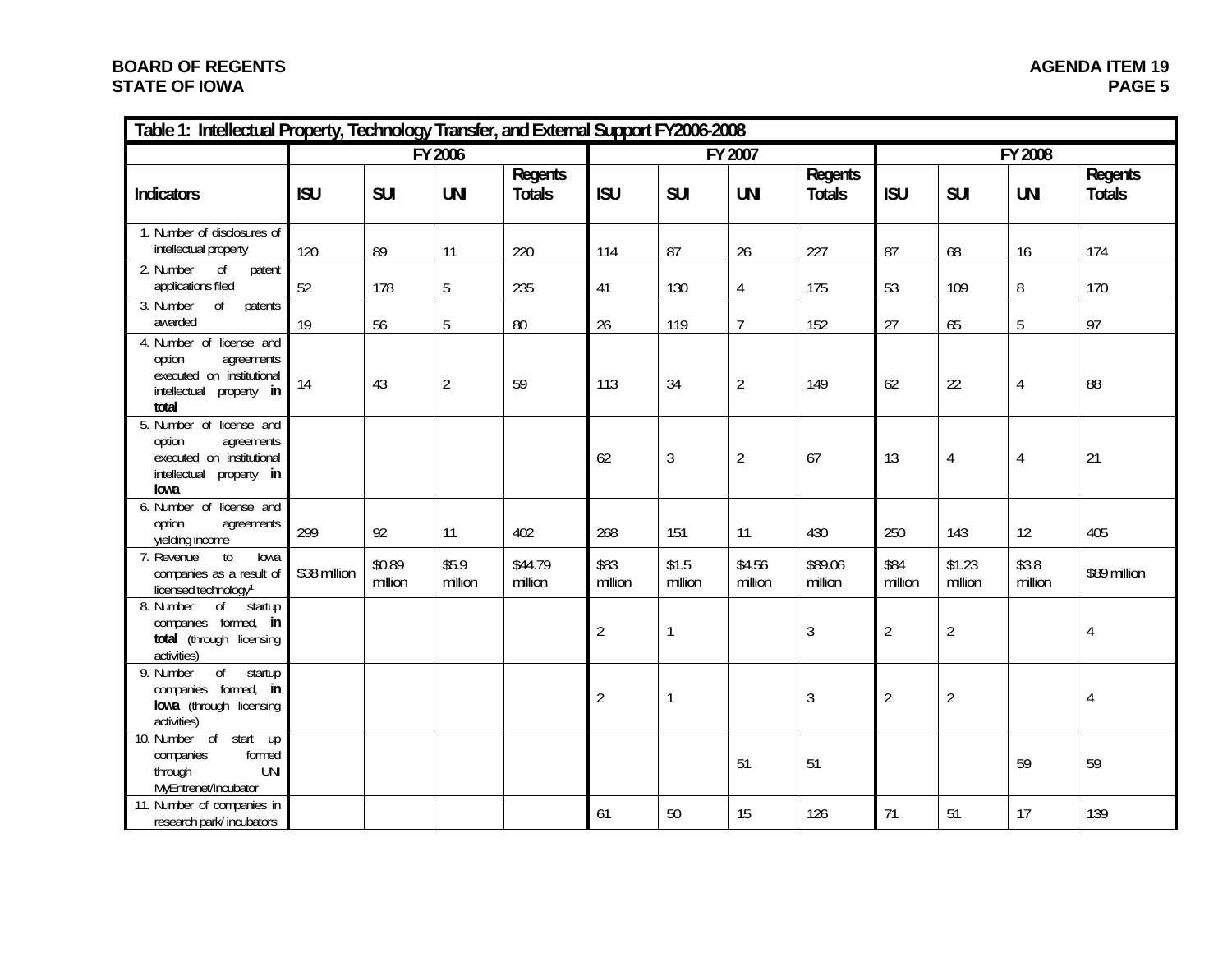**Table 1: Intellectual Property, Technology Transfer, and External Support FY2006-2008**

| | FY 2006 | | | | FY 2007 | | | | FY 2008 | | | |
|---|---|---|---|---|---|---|---|---|---|---|---|---|
| **Indicators** | **ISU** | **SUI** | **UNI** | **Regents Totals** | **ISU** | **SUI** | **UNI** | **Regents Totals** | **ISU** | **SUI** | **UNI** | **Regents Totals** |
| 1. Number of disclosures of intellectual property | 120 | 89 | 11 | 220 | 114 | 87 | 26 | 227 | 87 | 68 | 16 | 174 |
| 2. Number of patent applications filed | 52 | 178 | 5 | 235 | 41 | 130 | 4 | 175 | 53 | 109 | 8 | 170 |
| 3. Number of patents awarded | 19 | 56 | 5 | 80 | 26 | 119 | 7 | 152 | 27 | 65 | 5 | 97 |
| 4. Number of license and option agreements executed on institutional intellectual property **in total** | 14 | 43 | 2 | 59 | 113 | 34 | 2 | 149 | 62 | 22 | 4 | 88 |
| 5. Number of license and option agreements executed on institutional intellectual property **in Iowa** | | | | | 62 | 3 | 2 | 67 | 13 | 4 | 4 | 21 |
| 6. Number of license and option agreements yielding income | 299 | 92 | 11 | 402 | 268 | 151 | 11 | 430 | 250 | 143 | 12 | 405 |
| 7. Revenue to Iowa companies as a result of licensed technology[1] | $38 million | $0.89 million | $5.9 million | $44.79 million | $83 million | $1.5 million | $4.56 million | $89.06 million | $84 million | $1.23 million | $3.8 million | $89 million |
| 8. Number of startup companies formed, **in total** (through licensing activities) | | | | | 2 | 1 | | 3 | 2 | 2 | | 4 |
| 9. Number of startup companies formed, **in Iowa** (through licensing activities) | | | | | 2 | 1 | | 3 | 2 | 2 | | 4 |
| 10. Number of start up companies formed through UNI MyEntrenet/Incubator | | | | | | | 51 | 51 | | | 59 | 59 |
| 11. Number of companies in research park/ incubators | | | | | 61 | 50 | 15 | 126 | 71 | 51 | 17 | 139 |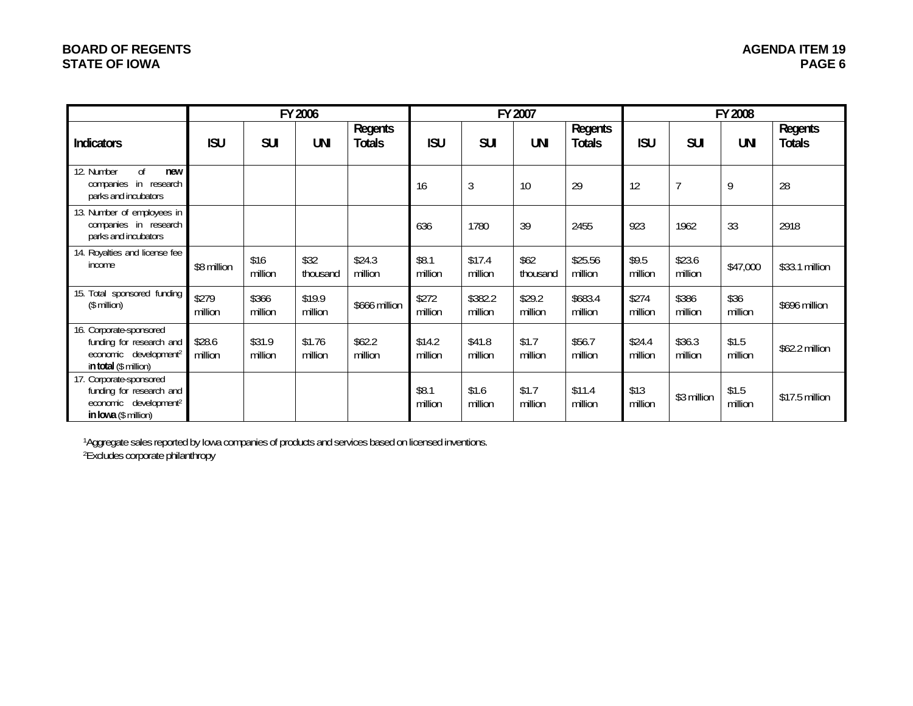| | FY 2006 | | | | FY 2007 | | | | FY 2008 | | | |
|---|---|---|---|---|---|---|---|---|---|---|---|---|
| **Indicators** | **ISU** | **SUI** | **UNI** | **Regents Totals** | **ISU** | **SUI** | **UNI** | **Regents Totals** | **ISU** | **SUI** | **UNI** | **Regents Totals** |
| 12. Number of **new** companies in research parks and incubators | | | | | 16 | 3 | 10 | 29 | 12 | 7 | 9 | 28 |
| 13. Number of employees in companies in research parks and incubators | | | | | 636 | 1780 | 39 | 2455 | 923 | 1962 | 33 | 2918 |
| 14. Royalties and license fee income | $8 million | $16 million | $32 thousand | $24.3 million | $8.1 million | $17.4 million | $62 thousand | $25.56 million | $9.5 million | $23.6 million | $47,000 | $33.1 million |
| 15. Total sponsored funding ($ million) | $279 million | $366 million | $19.9 million | $666 million | $272 million | $382.2 million | $29.2 million | $683.4 million | $274 million | $386 million | $36 million | $696 million |
| 16. Corporate-sponsored funding for research and economic development[2] i**n total** ($ million) | $28.6 million | $31.9 million | $1.76 million | $62.2 million | $14.2 million | $41.8 million | $1.7 million | $56.7 million | $24.4 million | $36.3 million | $1.5 million | $62.2 million |
| 17. Corporate-sponsored funding for research and economic development[2] **in Iowa** ($ million) | | | | | $8.1 million | $1.6 million | $1.7 million | $11.4 million | $13 million | $3 million | $1.5 million | $17.5 million |

[1]Aggregate sales reported by Iowa companies of products and services based on licensed inventions.

[2]Excludes corporate philanthropy